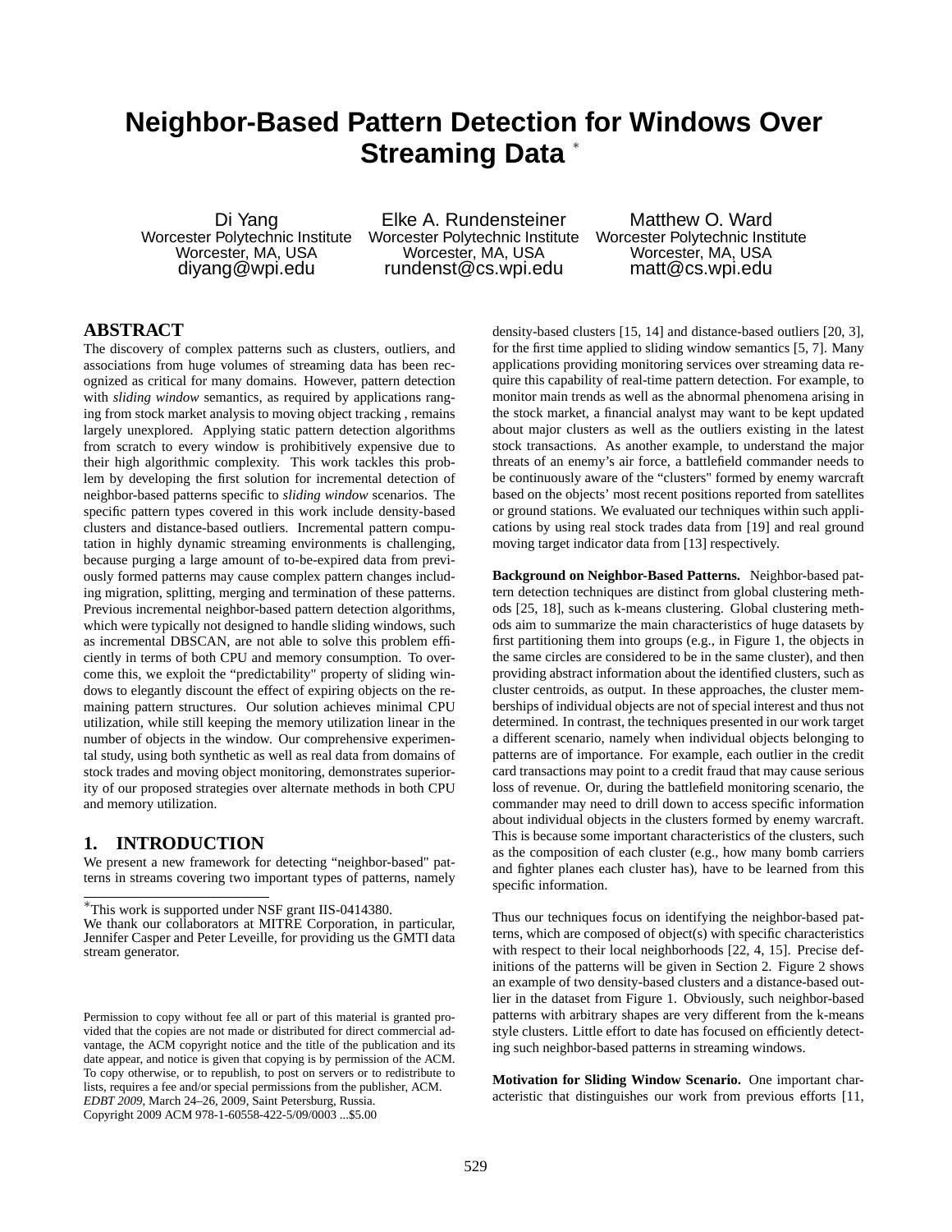# Neighbor-Based Pattern Detection for Windows Over Streaming Data [*]

Di Yang
Worcester Polytechnic Institute
Worcester, MA, USA
diyang@wpi.edu

Elke A. Rundensteiner
Worcester Polytechnic Institute
Worcester, MA, USA
rundenst@cs.wpi.edu

Matthew O. Ward
Worcester Polytechnic Institute
Worcester, MA, USA
matt@cs.wpi.edu

## ABSTRACT

The discovery of complex patterns such as clusters, outliers, and associations from huge volumes of streaming data has been recognized as critical for many domains. However, pattern detection with *sliding window* semantics, as required by applications ranging from stock market analysis to moving object tracking , remains largely unexplored. Applying static pattern detection algorithms from scratch to every window is prohibitively expensive due to their high algorithmic complexity. This work tackles this problem by developing the first solution for incremental detection of neighbor-based patterns specific to *sliding window* scenarios. The specific pattern types covered in this work include density-based clusters and distance-based outliers. Incremental pattern computation in highly dynamic streaming environments is challenging, because purging a large amount of to-be-expired data from previously formed patterns may cause complex pattern changes including migration, splitting, merging and termination of these patterns. Previous incremental neighbor-based pattern detection algorithms, which were typically not designed to handle sliding windows, such as incremental DBSCAN, are not able to solve this problem efficiently in terms of both CPU and memory consumption. To overcome this, we exploit the "predictability" property of sliding windows to elegantly discount the effect of expiring objects on the remaining pattern structures. Our solution achieves minimal CPU utilization, while still keeping the memory utilization linear in the number of objects in the window. Our comprehensive experimental study, using both synthetic as well as real data from domains of stock trades and moving object monitoring, demonstrates superiority of our proposed strategies over alternate methods in both CPU and memory utilization.

## 1. INTRODUCTION

We present a new framework for detecting "neighbor-based" patterns in streams covering two important types of patterns, namely density-based clusters [15, 14] and distance-based outliers [20, 3], for the first time applied to sliding window semantics [5, 7]. Many applications providing monitoring services over streaming data require this capability of real-time pattern detection. For example, to monitor main trends as well as the abnormal phenomena arising in the stock market, a financial analyst may want to be kept updated about major clusters as well as the outliers existing in the latest stock transactions. As another example, to understand the major threats of an enemy's air force, a battlefield commander needs to be continuously aware of the "clusters" formed by enemy warcraft based on the objects' most recent positions reported from satellites or ground stations. We evaluated our techniques within such applications by using real stock trades data from [19] and real ground moving target indicator data from [13] respectively.

**Background on Neighbor-Based Patterns.** Neighbor-based pattern detection techniques are distinct from global clustering methods [25, 18], such as k-means clustering. Global clustering methods aim to summarize the main characteristics of huge datasets by first partitioning them into groups (e.g., in Figure 1, the objects in the same circles are considered to be in the same cluster), and then providing abstract information about the identified clusters, such as cluster centroids, as output. In these approaches, the cluster memberships of individual objects are not of special interest and thus not determined. In contrast, the techniques presented in our work target a different scenario, namely when individual objects belonging to patterns are of importance. For example, each outlier in the credit card transactions may point to a credit fraud that may cause serious loss of revenue. Or, during the battlefield monitoring scenario, the commander may need to drill down to access specific information about individual objects in the clusters formed by enemy warcraft. This is because some important characteristics of the clusters, such as the composition of each cluster (e.g., how many bomb carriers and fighter planes each cluster has), have to be learned from this specific information.

Thus our techniques focus on identifying the neighbor-based patterns, which are composed of object(s) with specific characteristics with respect to their local neighborhoods [22, 4, 15]. Precise definitions of the patterns will be given in Section 2. Figure 2 shows an example of two density-based clusters and a distance-based outlier in the dataset from Figure 1. Obviously, such neighbor-based patterns with arbitrary shapes are very different from the k-means style clusters. Little effort to date has focused on efficiently detecting such neighbor-based patterns in streaming windows.

**Motivation for Sliding Window Scenario.** One important characteristic that distinguishes our work from previous efforts [11,

---

[*] This work is supported under NSF grant IIS-0414380.
We thank our collaborators at MITRE Corporation, in particular, Jennifer Casper and Peter Leveille, for providing us the GMTI data stream generator.

Permission to copy without fee all or part of this material is granted provided that the copies are not made or distributed for direct commercial advantage, the ACM copyright notice and the title of the publication and its date appear, and notice is given that copying is by permission of the ACM. To copy otherwise, or to republish, to post on servers or to redistribute to lists, requires a fee and/or special permissions from the publisher, ACM.
*EDBT 2009*, March 24–26, 2009, Saint Petersburg, Russia.
Copyright 2009 ACM 978-1-60558-422-5/09/0003 ...$5.00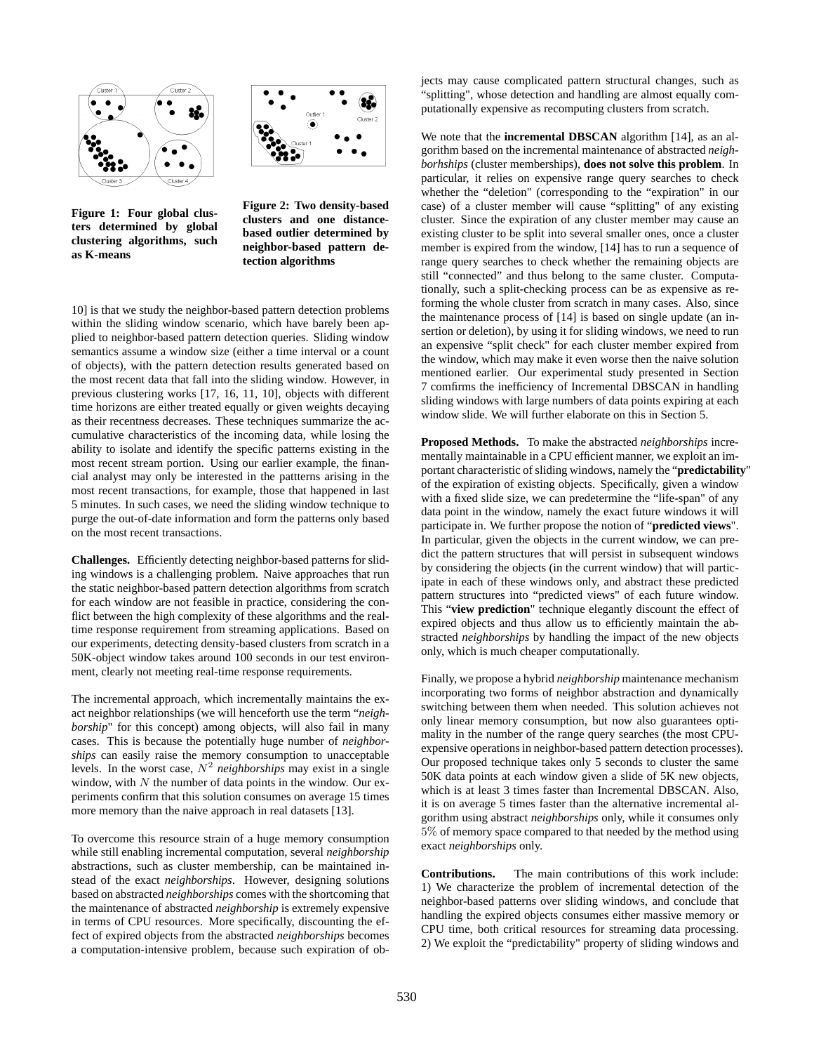**Figure 1: Four global clusters determined by global clustering algorithms, such as K-means**

**Figure 2: Two density-based clusters and one distance-based outlier determined by neighbor-based pattern detection algorithms**

10] is that we study the neighbor-based pattern detection problems within the sliding window scenario, which have barely been applied to neighbor-based pattern detection queries. Sliding window semantics assume a window size (either a time interval or a count of objects), with the pattern detection results generated based on the most recent data that fall into the sliding window. However, in previous clustering works [17, 16, 11, 10], objects with different time horizons are either treated equally or given weights decaying as their recentness decreases. These techniques summarize the accumulative characteristics of the incoming data, while losing the ability to isolate and identify the specific patterns existing in the most recent stream portion. Using our earlier example, the financial analyst may only be interested in the pattterns arising in the most recent transactions, for example, those that happened in last 5 minutes. In such cases, we need the sliding window technique to purge the out-of-date information and form the patterns only based on the most recent transactions.

**Challenges.** Efficiently detecting neighbor-based patterns for sliding windows is a challenging problem. Naive approaches that run the static neighbor-based pattern detection algorithms from scratch for each window are not feasible in practice, considering the conflict between the high complexity of these algorithms and the real-time response requirement from streaming applications. Based on our experiments, detecting density-based clusters from scratch in a 50K-object window takes around 100 seconds in our test environment, clearly not meeting real-time response requirements.

The incremental approach, which incrementally maintains the exact neighbor relationships (we will henceforth use the term "*neighborship*" for this concept) among objects, will also fail in many cases. This is because the potentially huge number of *neighborships* can easily raise the memory consumption to unacceptable levels. In the worst case, $N^2$ *neighborships* may exist in a single window, with $N$ the number of data points in the window. Our experiments confirm that this solution consumes on average 15 times more memory than the naive approach in real datasets [13].

To overcome this resource strain of a huge memory consumption while still enabling incremental computation, several *neighborship* abstractions, such as cluster membership, can be maintained instead of the exact *neighborships*. However, designing solutions based on abstracted *neighborships* comes with the shortcoming that the maintenance of abstracted *neighborship* is extremely expensive in terms of CPU resources. More specifically, discounting the effect of expired objects from the abstracted *neighborships* becomes a computation-intensive problem, because such expiration of objects may cause complicated pattern structural changes, such as "splitting", whose detection and handling are almost equally computationally expensive as recomputing clusters from scratch.

We note that the **incremental DBSCAN** algorithm [14], as an algorithm based on the incremental maintenance of abstracted *neighborships* (cluster memberships), **does not solve this problem**. In particular, it relies on expensive range query searches to check whether the "deletion" (corresponding to the "expiration" in our case) of a cluster member will cause "splitting" of any existing cluster. Since the expiration of any cluster member may cause an existing cluster to be split into several smaller ones, once a cluster member is expired from the window, [14] has to run a sequence of range query searches to check whether the remaining objects are still "connected" and thus belong to the same cluster. Computationally, such a split-checking process can be as expensive as reforming the whole cluster from scratch in many cases. Also, since the maintenance process of [14] is based on single update (an insertion or deletion), by using it for sliding windows, we need to run an expensive "split check" for each cluster member expired from the window, which may make it even worse then the naive solution mentioned earlier. Our experimental study presented in Section 7 comfirms the inefficiency of Incremental DBSCAN in handling sliding windows with large numbers of data points expiring at each window slide. We will further elaborate on this in Section 5.

**Proposed Methods.** To make the abstracted *neighborships* incrementally maintainable in a CPU efficient manner, we exploit an important characteristic of sliding windows, namely the "**predictability**" of the expiration of existing objects. Specifically, given a window with a fixed slide size, we can predetermine the "life-span" of any data point in the window, namely the exact future windows it will participate in. We further propose the notion of "**predicted views**". In particular, given the objects in the current window, we can predict the pattern structures that will persist in subsequent windows by considering the objects (in the current window) that will participate in each of these windows only, and abstract these predicted pattern structures into "predicted views" of each future window. This "**view prediction**" technique elegantly discount the effect of expired objects and thus allow us to efficiently maintain the abstracted *neighborships* by handling the impact of the new objects only, which is much cheaper computationally.

Finally, we propose a hybrid *neighborship* maintenance mechanism incorporating two forms of neighbor abstraction and dynamically switching between them when needed. This solution achieves not only linear memory consumption, but now also guarantees optimality in the number of the range query searches (the most CPU-expensive operations in neighbor-based pattern detection processes). Our proposed technique takes only 5 seconds to cluster the same 50K data points at each window given a slide of 5K new objects, which is at least 3 times faster than Incremental DBSCAN. Also, it is on average 5 times faster than the alternative incremental algorithm using abstract *neighborships* only, while it consumes only $5\%$ of memory space compared to that needed by the method using exact *neighborships* only.

**Contributions.** The main contributions of this work include: 1) We characterize the problem of incremental detection of the neighbor-based patterns over sliding windows, and conclude that handling the expired objects consumes either massive memory or CPU time, both critical resources for streaming data processing. 2) We exploit the "predictability" property of sliding windows and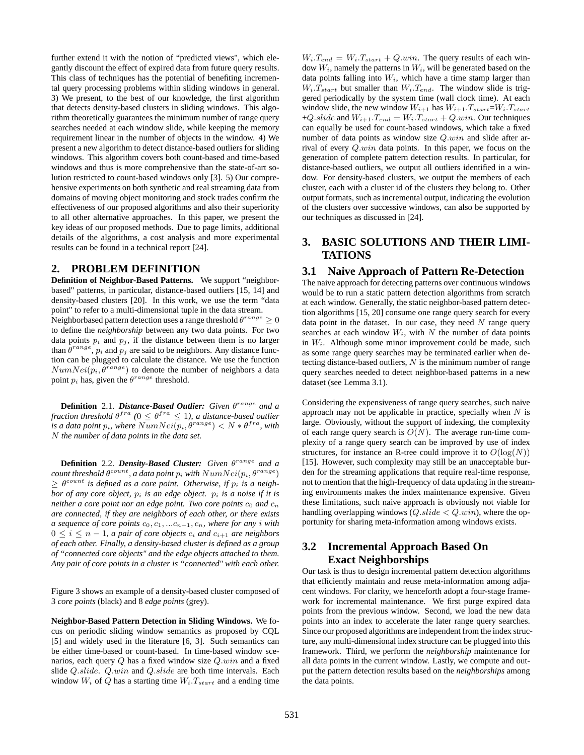further extend it with the notion of "predicted views", which elegantly discount the effect of expired data from future query results. This class of techniques has the potential of benefiting incremental query processing problems within sliding windows in general. 3) We present, to the best of our knowledge, the first algorithm that detects density-based clusters in sliding windows. This algorithm theoretically guarantees the minimum number of range query searches needed at each window slide, while keeping the memory requirement linear in the number of objects in the window. 4) We present a new algorithm to detect distance-based outliers for sliding windows. This algorithm covers both count-based and time-based windows and thus is more comprehensive than the state-of-art solution restricted to count-based windows only [3]. 5) Our comprehensive experiments on both synthetic and real streaming data from domains of moving object monitoring and stock trades confirm the effectiveness of our proposed algorithms and also their superiority to all other alternative approaches. In this paper, we present the key ideas of our proposed methods. Due to page limits, additional details of the algorithms, a cost analysis and more experimental results can be found in a technical report [24].

## 2. PROBLEM DEFINITION

**Definition of Neighbor-Based Patterns.** We support "neighbor-based" patterns, in particular, distance-based outliers [15, 14] and density-based clusters [20]. In this work, we use the term "data point" to refer to a multi-dimensional tuple in the data stream. Neighborbased pattern detection uses a range threshold $\theta^{range} \geq 0$ to define the *neighborship* between any two data points. For two data points $p_i$ and $p_j$, if the distance between them is no larger than $\theta^{range}$, $p_i$ and $p_j$ are said to be neighbors. Any distance function can be plugged to calculate the distance. We use the function $NumNei(p_i, \theta^{range})$ to denote the number of neighbors a data point $p_i$ has, given the $\theta^{range}$ threshold.

**Definition** 2.1. ***Distance-Based Outlier:*** *Given $\theta^{range}$ and a fraction threshold $\theta^{fra}$ ($0 \leq \theta^{fra} \leq 1$), a distance-based outlier is a data point $p_i$, where $NumNei(p_i, \theta^{range}) < N * \theta^{fra}$, with $N$ the number of data points in the data set.*

**Definition** 2.2. ***Density-Based Cluster:*** *Given $\theta^{range}$ and a count threshold $\theta^{count}$, a data point $p_i$ with $NumNei(p_i, \theta^{range}) \geq \theta^{count}$ is defined as a core point. Otherwise, if $p_i$ is a neighbor of any core object, $p_i$ is an edge object. $p_i$ is a noise if it is neither a core point nor an edge point. Two core points $c_0$ and $c_n$ are connected, if they are neighbors of each other, or there exists a sequence of core points $c_0, c_1, ...c_{n-1}, c_n$, where for any $i$ with $0 \leq i \leq n-1$, a pair of core objects $c_i$ and $c_{i+1}$ are neighbors of each other. Finally, a density-based cluster is defined as a group of "connected core objects" and the edge objects attached to them. Any pair of core points in a cluster is "connected" with each other.*

Figure 3 shows an example of a density-based cluster composed of 3 *core points* (black) and 8 *edge points* (grey).

**Neighbor-Based Pattern Detection in Sliding Windows.** We focus on periodic sliding window semantics as proposed by CQL [5] and widely used in the literature [6, 3]. Such semantics can be either time-based or count-based. In time-based window scenarios, each query $Q$ has a fixed window size $Q.win$ and a fixed slide $Q.slide$. $Q.win$ and $Q.slide$ are both time intervals. Each window $W_i$ of $Q$ has a starting time $W_i.T_{start}$ and a ending time $W_i.T_{end} = W_i.T_{start} + Q.win$. The query results of each window $W_i$, namely the patterns in $W_i$, will be generated based on the data points falling into $W_i$, which have a time stamp larger than $W_i.T_{start}$ but smaller than $W_i.T_{end}$. The window slide is triggered periodically by the system time (wall clock time). At each window slide, the new window $W_{i+1}$ has $W_{i+1}.T_{start}$=$W_i.T_{start}$ +$Q.slide$ and $W_{i+1}.T_{end} = W_i.T_{start} + Q.win$. Our techniques can equally be used for count-based windows, which take a fixed number of data points as window size $Q.win$ and slide after arrival of every $Q.win$ data points. In this paper, we focus on the generation of complete pattern detection results. In particular, for distance-based outliers, we output all outliers identified in a window. For density-based clusters, we output the members of each cluster, each with a cluster id of the clusters they belong to. Other output formats, such as incremental output, indicating the evolution of the clusters over successive windows, can also be supported by our techniques as discussed in [24].

## 3. BASIC SOLUTIONS AND THEIR LIMITATIONS

### 3.1 Naive Approach of Pattern Re-Detection

The naive approach for detecting patterns over continuous windows would be to run a static pattern detection algorithms from scratch at each window. Generally, the static neighbor-based pattern detection algorithms [15, 20] consume one range query search for every data point in the dataset. In our case, they need $N$ range query searches at each window $W_i$, with $N$ the number of data points in $W_i$. Although some minor improvement could be made, such as some range query searches may be terminated earlier when detecting distance-based outliers, $N$ is the minimum number of range query searches needed to detect neighbor-based patterns in a new dataset (see Lemma 3.1).

Considering the expensiveness of range query searches, such naive approach may not be applicable in practice, specially when $N$ is large. Obviously, without the support of indexing, the complexity of each range query search is $O(N)$. The average run-time complexity of a range query search can be improved by use of index structures, for instance an R-tree could improve it to $O(\log(N))$ [15]. However, such complexity may still be an unacceptable burden for the streaming applications that require real-time response, not to mention that the high-frequency of data updating in the streaming environments makes the index maintenance expensive. Given these limitations, such naive approach is obviously not viable for handling overlapping windows ($Q.slide < Q.win$), where the opportunity for sharing meta-information among windows exists.

### 3.2 Incremental Approach Based On Exact Neighborships

Our task is thus to design incremental pattern detection algorithms that efficiently maintain and reuse meta-information among adjacent windows. For clarity, we henceforth adopt a four-stage framework for incremental maintenance. We first purge expired data points from the previous window. Second, we load the new data points into an index to accelerate the later range query searches. Since our proposed algorithms are independent from the index structure, any multi-dimensional index structure can be plugged into this framework. Third, we perform the *neighborship* maintenance for all data points in the current window. Lastly, we compute and output the pattern detection results based on the *neighborships* among the data points.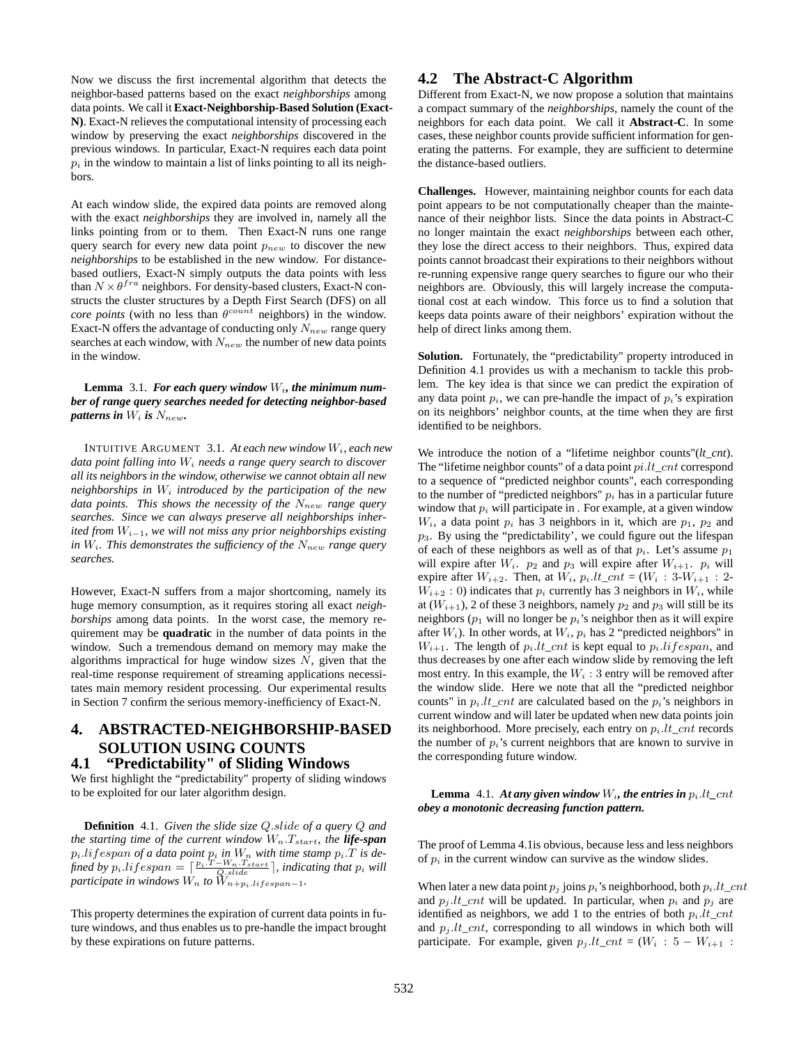Now we discuss the first incremental algorithm that detects the neighbor-based patterns based on the exact *neighborships* among data points. We call it **Exact-Neighborship-Based Solution (Exact-N)**. Exact-N relieves the computational intensity of processing each window by preserving the exact *neighborships* discovered in the previous windows. In particular, Exact-N requires each data point $p_i$ in the window to maintain a list of links pointing to all its neighbors.

At each window slide, the expired data points are removed along with the exact *neighborships* they are involved in, namely all the links pointing from or to them. Then Exact-N runs one range query search for every new data point $p_{new}$ to discover the new *neighborships* to be established in the new window. For distance-based outliers, Exact-N simply outputs the data points with less than $N \times \theta^{fra}$ neighbors. For density-based clusters, Exact-N constructs the cluster structures by a Depth First Search (DFS) on all *core points* (with no less than $\theta^{count}$ neighbors) in the window. Exact-N offers the advantage of conducting only $N_{new}$ range query searches at each window, with $N_{new}$ the number of new data points in the window.

**Lemma** 3.1. ***For each query window $W_i$, the minimum number of range query searches needed for detecting neighbor-based patterns in $W_i$ is $N_{new}$.***

INTUITIVE ARGUMENT 3.1. *At each new window $W_i$, each new data point falling into $W_i$ needs a range query search to discover all its neighbors in the window, otherwise we cannot obtain all new neighborships in $W_i$ introduced by the participation of the new data points. This shows the necessity of the $N_{new}$ range query searches. Since we can always preserve all neighborships inherited from $W_{i-1}$, we will not miss any prior neighborships existing in $W_i$. This demonstrates the sufficiency of the $N_{new}$ range query searches.*

However, Exact-N suffers from a major shortcoming, namely its huge memory consumption, as it requires storing all exact *neighborships* among data points. In the worst case, the memory requirement may be **quadratic** in the number of data points in the window. Such a tremendous demand on memory may make the algorithms impractical for huge window sizes $N$, given that the real-time response requirement of streaming applications necessitates main memory resident processing. Our experimental results in Section 7 confirm the serious memory-inefficiency of Exact-N.

# 4. ABSTRACTED-NEIGHBORSHIP-BASED SOLUTION USING COUNTS

## 4.1 "Predictability" of Sliding Windows

We first highlight the "predictability" property of sliding windows to be exploited for our later algorithm design.

**Definition** 4.1. *Given the slide size $Q.slide$ of a query $Q$ and the starting time of the current window $W_n.T_{start}$, the* ***life-span*** *$p_i.lifespan$ of a data point $p_i$ in $W_n$ with time stamp $p_i.T$ is defined by $p_i.lifespan = \lceil \frac{p_i.T - W_n.T_{start}}{Q.slide} \rceil$, indicating that $p_i$ will participate in windows $W_n$ to $W_{n+p_i.lifespan-1}$.*

This property determines the expiration of current data points in future windows, and thus enables us to pre-handle the impact brought by these expirations on future patterns.

## 4.2 The Abstract-C Algorithm

Different from Exact-N, we now propose a solution that maintains a compact summary of the *neighborships*, namely the count of the neighbors for each data point. We call it **Abstract-C**. In some cases, these neighbor counts provide sufficient information for generating the patterns. For example, they are sufficient to determine the distance-based outliers.

**Challenges.** However, maintaining neighbor counts for each data point appears to be not computationally cheaper than the maintenance of their neighbor lists. Since the data points in Abstract-C no longer maintain the exact *neighborships* between each other, they lose the direct access to their neighbors. Thus, expired data points cannot broadcast their expirations to their neighbors without re-running expensive range query searches to figure our who their neighbors are. Obviously, this will largely increase the computational cost at each window. This force us to find a solution that keeps data points aware of their neighbors' expiration without the help of direct links among them.

**Solution.** Fortunately, the "predictability" property introduced in Definition 4.1 provides us with a mechanism to tackle this problem. The key idea is that since we can predict the expiration of any data point $p_i$, we can pre-handle the impact of $p_i$'s expiration on its neighbors' neighbor counts, at the time when they are first identified to be neighbors.

We introduce the notion of a "lifetime neighbor counts"(*lt_cnt*). The "lifetime neighbor counts" of a data point $pi.lt\_cnt$ correspond to a sequence of "predicted neighbor counts", each corresponding to the number of "predicted neighbors" $p_i$ has in a particular future window that $p_i$ will participate in . For example, at a given window $W_i$, a data point $p_i$ has 3 neighbors in it, which are $p_1$, $p_2$ and $p_3$. By using the "predictability', we could figure out the lifespan of each of these neighbors as well as of that $p_i$. Let's assume $p_1$ will expire after $W_i$. $p_2$ and $p_3$ will expire after $W_{i+1}$. $p_i$ will expire after $W_{i+2}$. Then, at $W_i$, $p_i.lt\_cnt$ = ($W_i$ : 3-$W_{i+1}$ : 2-$W_{i+2}$ : 0) indicates that $p_i$ currently has 3 neighbors in $W_i$, while at ($W_{i+1}$), 2 of these 3 neighbors, namely $p_2$ and $p_3$ will still be its neighbors ($p_1$ will no longer be $p_i$'s neighbor then as it will expire after $W_i$). In other words, at $W_i$, $p_i$ has 2 "predicted neighbors" in $W_{i+1}$. The length of $p_i.lt\_cnt$ is kept equal to $p_i.lifespan$, and thus decreases by one after each window slide by removing the left most entry. In this example, the $W_i : 3$ entry will be removed after the window slide. Here we note that all the "predicted neighbor counts" in $p_i.lt\_cnt$ are calculated based on the $p_i$'s neighbors in current window and will later be updated when new data points join its neighborhood. More precisely, each entry on $p_i.lt\_cnt$ records the number of $p_i$'s current neighbors that are known to survive in the corresponding future window.

**Lemma** 4.1. ***At any given window $W_i$, the entries in $p_i.lt\_cnt$ obey a monotonic decreasing function pattern.***

The proof of Lemma 4.1is obvious, because less and less neighbors of $p_i$ in the current window can survive as the window slides.

When later a new data point $p_j$ joins $p_i$'s neighborhood, both $p_i.lt\_cnt$ and $p_j.lt\_cnt$ will be updated. In particular, when $p_i$ and $p_j$ are identified as neighbors, we add 1 to the entries of both $p_i.lt\_cnt$ and $p_j.lt\_cnt$, corresponding to all windows in which both will participate. For example, given $p_j.lt\_cnt$ = ($W_i$ : $5 - W_{i+1}$ :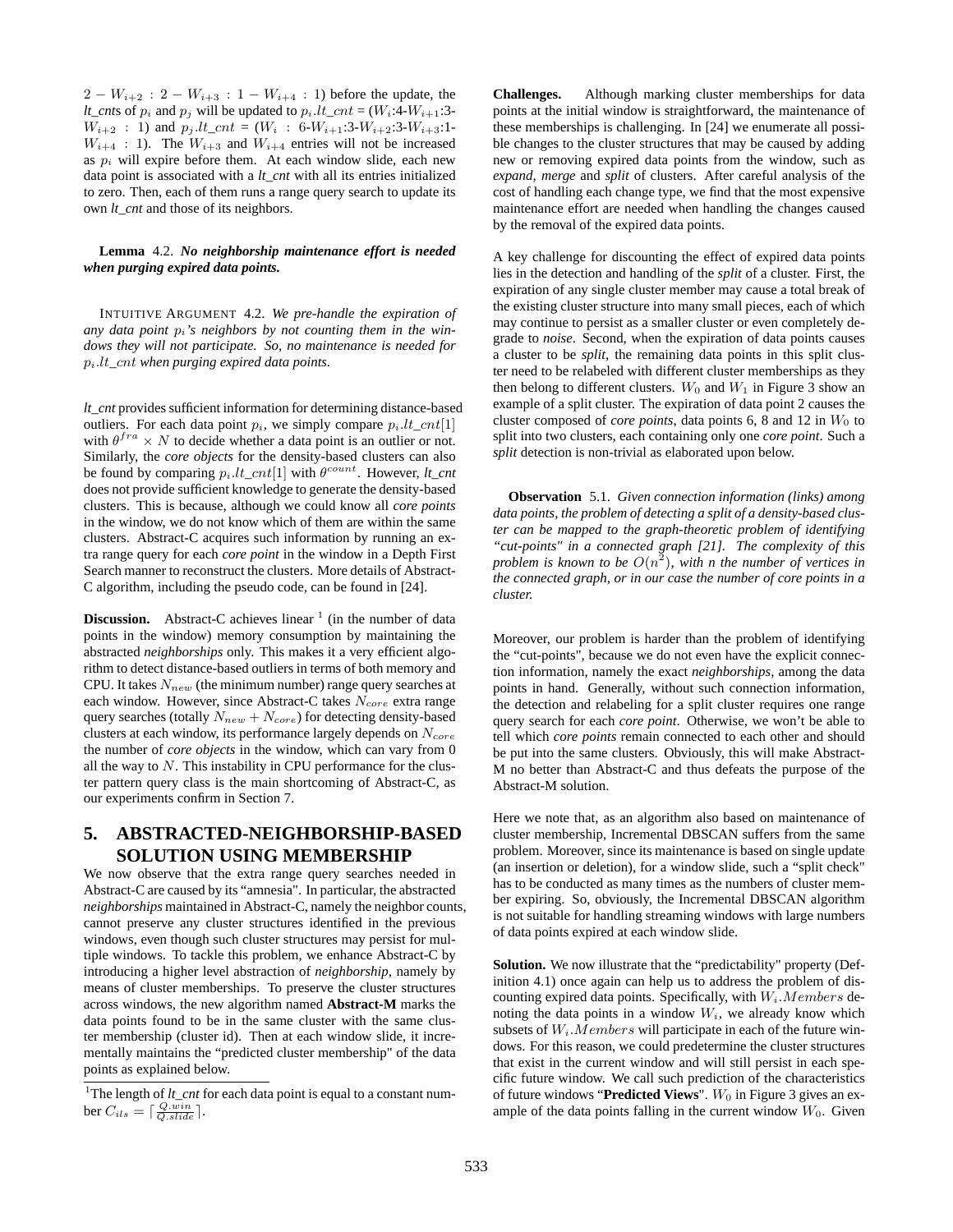$2 - W_{i+2} : 2 - W_{i+3} : 1 - W_{i+4} : 1$) before the update, the *lt_cnt*s of $p_i$ and $p_j$ will be updated to $p_i.lt\_cnt$ = ($W_i$:4-$W_{i+1}$:3-$W_{i+2}$ : 1) and $p_j.lt\_cnt$ = ($W_i$ : 6-$W_{i+1}$:3-$W_{i+2}$:3-$W_{i+3}$:1-$W_{i+4}$ : 1). The $W_{i+3}$ and $W_{i+4}$ entries will not be increased as $p_i$ will expire before them. At each window slide, each new data point is associated with a *lt_cnt* with all its entries initialized to zero. Then, each of them runs a range query search to update its own *lt_cnt* and those of its neighbors.

**Lemma** 4.2. ***No neighborship maintenance effort is needed when purging expired data points.***

INTUITIVE ARGUMENT 4.2. *We pre-handle the expiration of any data point $p_i$'s neighbors by not counting them in the windows they will not participate. So, no maintenance is needed for $p_i.lt\_cnt$ when purging expired data points.*

*lt_cnt* provides sufficient information for determining distance-based outliers. For each data point $p_i$, we simply compare $p_i.lt\_cnt[1]$ with $\theta^{fra} \times N$ to decide whether a data point is an outlier or not. Similarly, the *core objects* for the density-based clusters can also be found by comparing $p_i.lt\_cnt[1]$ with $\theta^{count}$. However, *lt_cnt* does not provide sufficient knowledge to generate the density-based clusters. This is because, although we could know all *core points* in the window, we do not know which of them are within the same clusters. Abstract-C acquires such information by running an extra range query for each *core point* in the window in a Depth First Search manner to reconstruct the clusters. More details of Abstract-C algorithm, including the pseudo code, can be found in [24].

**Discussion.** Abstract-C achieves linear [1] (in the number of data points in the window) memory consumption by maintaining the abstracted *neighborships* only. This makes it a very efficient algorithm to detect distance-based outliers in terms of both memory and CPU. It takes $N_{new}$ (the minimum number) range query searches at each window. However, since Abstract-C takes $N_{core}$ extra range query searches (totally $N_{new} + N_{core}$) for detecting density-based clusters at each window, its performance largely depends on $N_{core}$ the number of *core objects* in the window, which can vary from 0 all the way to $N$. This instability in CPU performance for the cluster pattern query class is the main shortcoming of Abstract-C, as our experiments confirm in Section 7.

[1] The length of *lt_cnt* for each data point is equal to a constant number $C_{ils} = \lceil \frac{Q.win}{Q.slide} \rceil$.

# 5. ABSTRACTED-NEIGHBORSHIP-BASED SOLUTION USING MEMBERSHIP

We now observe that the extra range query searches needed in Abstract-C are caused by its "amnesia". In particular, the abstracted *neighborships* maintained in Abstract-C, namely the neighbor counts, cannot preserve any cluster structures identified in the previous windows, even though such cluster structures may persist for multiple windows. To tackle this problem, we enhance Abstract-C by introducing a higher level abstraction of *neighborship*, namely by means of cluster memberships. To preserve the cluster structures across windows, the new algorithm named **Abstract-M** marks the data points found to be in the same cluster with the same cluster membership (cluster id). Then at each window slide, it incrementally maintains the "predicted cluster membership" of the data points as explained below.

**Challenges.** Although marking cluster memberships for data points at the initial window is straightforward, the maintenance of these memberships is challenging. In [24] we enumerate all possible changes to the cluster structures that may be caused by adding new or removing expired data points from the window, such as *expand*, *merge* and *split* of clusters. After careful analysis of the cost of handling each change type, we find that the most expensive maintenance effort are needed when handling the changes caused by the removal of the expired data points.

A key challenge for discounting the effect of expired data points lies in the detection and handling of the *split* of a cluster. First, the expiration of any single cluster member may cause a total break of the existing cluster structure into many small pieces, each of which may continue to persist as a smaller cluster or even completely degrade to *noise*. Second, when the expiration of data points causes a cluster to be *split*, the remaining data points in this split cluster need to be relabeled with different cluster memberships as they then belong to different clusters. $W_0$ and $W_1$ in Figure 3 show an example of a split cluster. The expiration of data point 2 causes the cluster composed of *core points*, data points 6, 8 and 12 in $W_0$ to split into two clusters, each containing only one *core point*. Such a *split* detection is non-trivial as elaborated upon below.

**Observation** 5.1. *Given connection information (links) among data points, the problem of detecting a split of a density-based cluster can be mapped to the graph-theoretic problem of identifying "cut-points" in a connected graph [21]. The complexity of this problem is known to be $O(n^2)$, with n the number of vertices in the connected graph, or in our case the number of core points in a cluster.*

Moreover, our problem is harder than the problem of identifying the "cut-points", because we do not even have the explicit connection information, namely the exact *neighborships*, among the data points in hand. Generally, without such connection information, the detection and relabeling for a split cluster requires one range query search for each *core point*. Otherwise, we won't be able to tell which *core points* remain connected to each other and should be put into the same clusters. Obviously, this will make Abstract-M no better than Abstract-C and thus defeats the purpose of the Abstract-M solution.

Here we note that, as an algorithm also based on maintenance of cluster membership, Incremental DBSCAN suffers from the same problem. Moreover, since its maintenance is based on single update (an insertion or deletion), for a window slide, such a "split check" has to be conducted as many times as the numbers of cluster member expiring. So, obviously, the Incremental DBSCAN algorithm is not suitable for handling streaming windows with large numbers of data points expired at each window slide.

**Solution.** We now illustrate that the "predictability" property (Definition 4.1) once again can help us to address the problem of discounting expired data points. Specifically, with $W_i.Members$ denoting the data points in a window $W_i$, we already know which subsets of $W_i.Members$ will participate in each of the future windows. For this reason, we could predetermine the cluster structures that exist in the current window and will still persist in each specific future window. We call such prediction of the characteristics of future windows "**Predicted Views**". $W_0$ in Figure 3 gives an example of the data points falling in the current window $W_0$. Given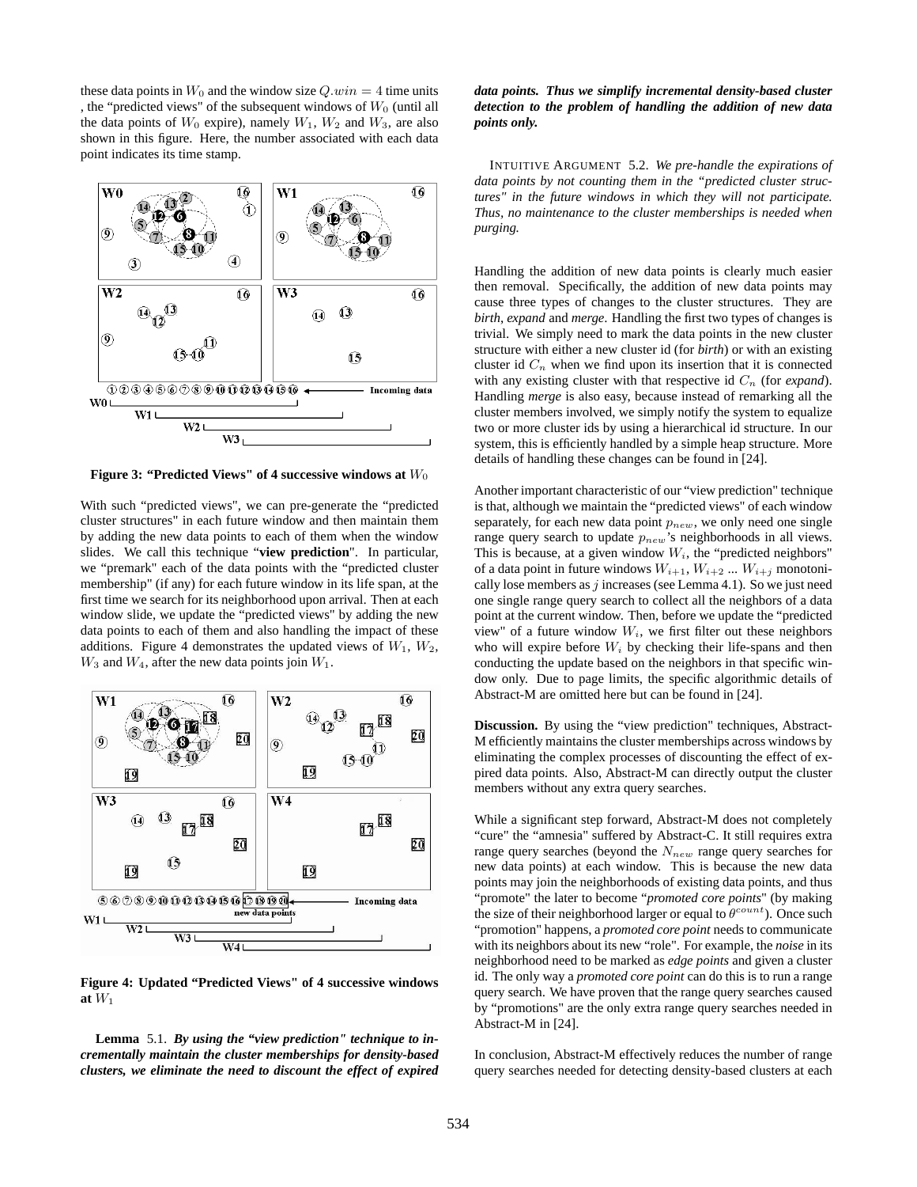these data points in $W_0$ and the window size $Q.win = 4$ time units , the "predicted views" of the subsequent windows of $W_0$ (until all the data points of $W_0$ expire), namely $W_1$, $W_2$ and $W_3$, are also shown in this figure. Here, the number associated with each data point indicates its time stamp.

**Figure 3: "Predicted Views" of 4 successive windows at $W_0$**

With such "predicted views", we can pre-generate the "predicted cluster structures" in each future window and then maintain them by adding the new data points to each of them when the window slides. We call this technique "**view prediction**". In particular, we "premark" each of the data points with the "predicted cluster membership" (if any) for each future window in its life span, at the first time we search for its neighborhood upon arrival. Then at each window slide, we update the "predicted views" by adding the new data points to each of them and also handling the impact of these additions. Figure 4 demonstrates the updated views of $W_1$, $W_2$, $W_3$ and $W_4$, after the new data points join $W_1$.

**Figure 4: Updated "Predicted Views" of 4 successive windows at $W_1$**

**Lemma** 5.1. ***By using the "view prediction" technique to incrementally maintain the cluster memberships for density-based clusters, we eliminate the need to discount the effect of expired data points. Thus we simplify incremental density-based cluster detection to the problem of handling the addition of new data points only.***

INTUITIVE ARGUMENT 5.2. *We pre-handle the expirations of data points by not counting them in the "predicted cluster structures" in the future windows in which they will not participate. Thus, no maintenance to the cluster memberships is needed when purging.*

Handling the addition of new data points is clearly much easier then removal. Specifically, the addition of new data points may cause three types of changes to the cluster structures. They are *birth*, *expand* and *merge*. Handling the first two types of changes is trivial. We simply need to mark the data points in the new cluster structure with either a new cluster id (for *birth*) or with an existing cluster id $C_n$ when we find upon its insertion that it is connected with any existing cluster with that respective id $C_n$ (for *expand*). Handling *merge* is also easy, because instead of remarking all the cluster members involved, we simply notify the system to equalize two or more cluster ids by using a hierarchical id structure. In our system, this is efficiently handled by a simple heap structure. More details of handling these changes can be found in [24].

Another important characteristic of our "view prediction" technique is that, although we maintain the "predicted views" of each window separately, for each new data point $p_{new}$, we only need one single range query search to update $p_{new}$'s neighborhoods in all views. This is because, at a given window $W_i$, the "predicted neighbors" of a data point in future windows $W_{i+1}$, $W_{i+2}$ ... $W_{i+j}$ monotonically lose members as $j$ increases (see Lemma 4.1). So we just need one single range query search to collect all the neighbors of a data point at the current window. Then, before we update the "predicted view" of a future window $W_i$, we first filter out these neighbors who will expire before $W_i$ by checking their life-spans and then conducting the update based on the neighbors in that specific window only. Due to page limits, the specific algorithmic details of Abstract-M are omitted here but can be found in [24].

**Discussion.** By using the "view prediction" techniques, Abstract-M efficiently maintains the cluster memberships across windows by eliminating the complex processes of discounting the effect of expired data points. Also, Abstract-M can directly output the cluster members without any extra query searches.

While a significant step forward, Abstract-M does not completely "cure" the "amnesia" suffered by Abstract-C. It still requires extra range query searches (beyond the $N_{new}$ range query searches for new data points) at each window. This is because the new data points may join the neighborhoods of existing data points, and thus "promote" the later to become "*promoted core points*" (by making the size of their neighborhood larger or equal to $\theta^{count}$). Once such "promotion" happens, a *promoted core point* needs to communicate with its neighbors about its new "role". For example, the *noise* in its neighborhood need to be marked as *edge points* and given a cluster id. The only way a *promoted core point* can do this is to run a range query search. We have proven that the range query searches caused by "promotions" are the only extra range query searches needed in Abstract-M in [24].

In conclusion, Abstract-M effectively reduces the number of range query searches needed for detecting density-based clusters at each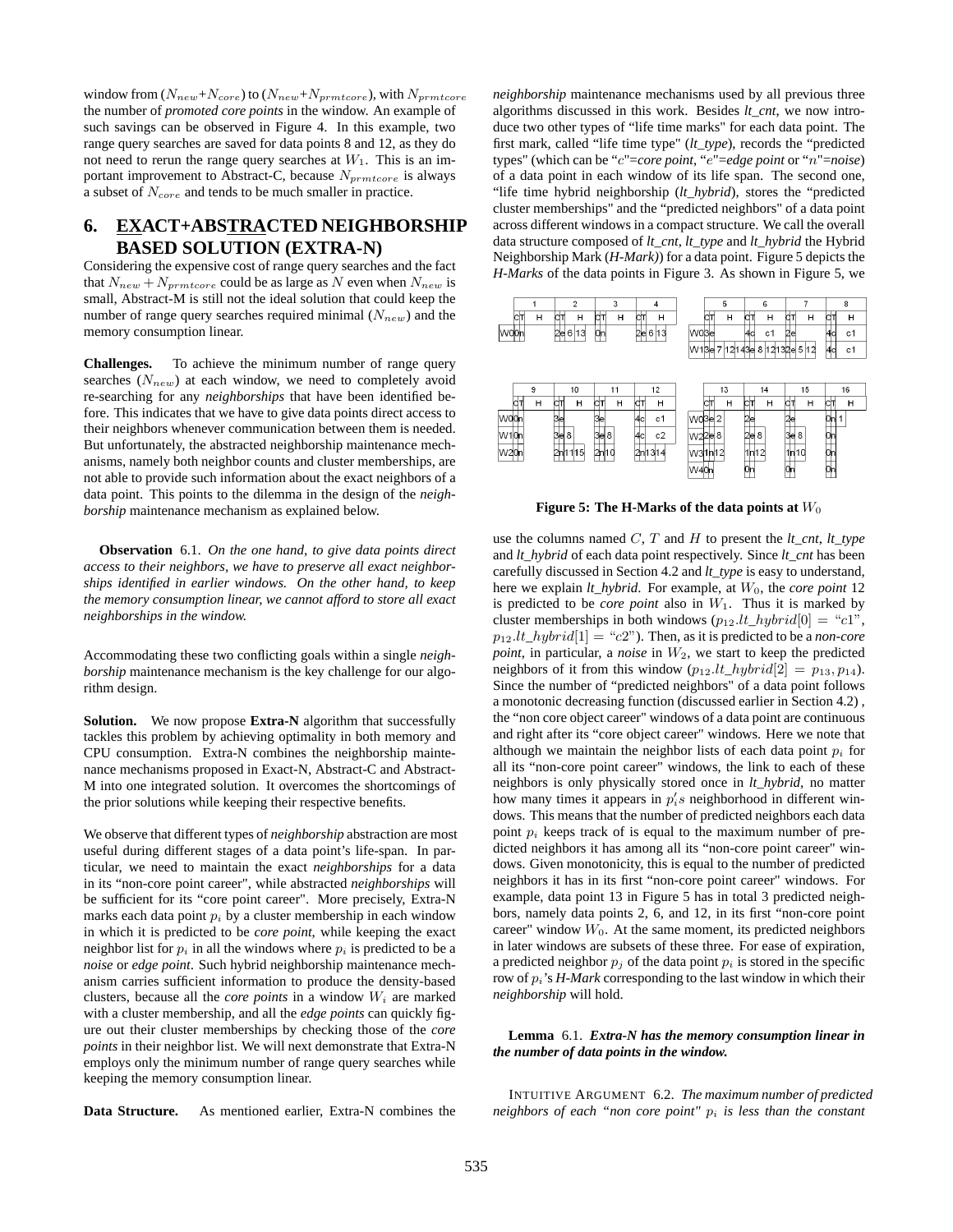window from ($N_{new}$+$N_{core}$) to ($N_{new}$+$N_{prmtcore}$), with $N_{prmtcore}$ the number of *promoted core points* in the window. An example of such savings can be observed in Figure 4. In this example, two range query searches are saved for data points 8 and 12, as they do not need to rerun the range query searches at $W_1$. This is an important improvement to Abstract-C, because $N_{prmtcore}$ is always a subset of $N_{core}$ and tends to be much smaller in practice.

## 6. EXACT+ABSTRACTED NEIGHBORSHIP BASED SOLUTION (EXTRA-N)

Considering the expensive cost of range query searches and the fact that $N_{new} + N_{prmtcore}$ could be as large as $N$ even when $N_{new}$ is small, Abstract-M is still not the ideal solution that could keep the number of range query searches required minimal ($N_{new}$) and the memory consumption linear.

**Challenges.** To achieve the minimum number of range query searches ($N_{new}$) at each window, we need to completely avoid re-searching for any *neighborships* that have been identified before. This indicates that we have to give data points direct access to their neighbors whenever communication between them is needed. But unfortunately, the abstracted neighborship maintenance mechanisms, namely both neighbor counts and cluster memberships, are not able to provide such information about the exact neighbors of a data point. This points to the dilemma in the design of the *neighborship* maintenance mechanism as explained below.

**Observation** 6.1. *On the one hand, to give data points direct access to their neighbors, we have to preserve all exact neighborships identified in earlier windows. On the other hand, to keep the memory consumption linear, we cannot afford to store all exact neighborships in the window.*

Accommodating these two conflicting goals within a single *neighborship* maintenance mechanism is the key challenge for our algorithm design.

**Solution.** We now propose **Extra-N** algorithm that successfully tackles this problem by achieving optimality in both memory and CPU consumption. Extra-N combines the neighborship maintenance mechanisms proposed in Exact-N, Abstract-C and Abstract-M into one integrated solution. It overcomes the shortcomings of the prior solutions while keeping their respective benefits.

We observe that different types of *neighborship* abstraction are most useful during different stages of a data point's life-span. In particular, we need to maintain the exact *neighborships* for a data in its "non-core point career", while abstracted *neighborships* will be sufficient for its "core point career". More precisely, Extra-N marks each data point $p_i$ by a cluster membership in each window in which it is predicted to be *core point*, while keeping the exact neighbor list for $p_i$ in all the windows where $p_i$ is predicted to be a *noise* or *edge point*. Such hybrid neighborship maintenance mechanism carries sufficient information to produce the density-based clusters, because all the *core points* in a window $W_i$ are marked with a cluster membership, and all the *edge points* can quickly figure out their cluster memberships by checking those of the *core points* in their neighbor list. We will next demonstrate that Extra-N employs only the minimum number of range query searches while keeping the memory consumption linear.

**Data Structure.** As mentioned earlier, Extra-N combines the *neighborship* maintenance mechanisms used by all previous three algorithms discussed in this work. Besides *lt_cnt*, we now introduce two other types of "life time marks" for each data point. The first mark, called "life time type" (*lt_type*), records the "predicted types" (which can be "$c$"=*core point*, "$e$"=*edge point* or "$n$"=*noise*) of a data point in each window of its life span. The second one, "life time hybrid neighborship (*lt_hybrid*), stores the "predicted cluster memberships" and the "predicted neighbors" of a data point across different windows in a compact structure. We call the overall data structure composed of *lt_cnt*, *lt_type* and *lt_hybrid* the Hybrid Neighborship Mark (*H-Mark*)) for a data point. Figure 5 depicts the *H-Marks* of the data points in Figure 3. As shown in Figure 5, we

| | 1 | | | 2 | | | 3 | | | 4 | | |
|---|---|---|---|---|---|---|---|---|---|---|---|---|
| | C | T | H | C | T | H | C | T | H | C | T | H |
| W0 | 0 | n | | 2 | e | 6 13 | 0 | n | | 2 | e | 6 13 |

| | 5 | | | 6 | | | 7 | | | 8 | | |
|---|---|---|---|---|---|---|---|---|---|---|---|---|
| | C | T | H | C | T | H | C | T | H | C | T | H |
| W0 | 3 | e | | 4 | c | c1 | 2 | e | | 4 | c | c1 |
| W1 | 3 | e | 7 12 14 | 3 | e | 8 12 13 | 2 | e | 5 12 | 4 | c | c1 |

| | 9 | | | 10 | | | 11 | | | 12 | | |
|---|---|---|---|---|---|---|---|---|---|---|---|---|
| | C | T | H | C | T | H | C | T | H | C | T | H |
| W0 | 0 | n | | 3 | e | | 3 | e | | 4 | c | c1 |
| W1 | 0 | n | | 3 | e | 8 | 3 | e | 8 | 4 | c | c2 |
| W2 | 0 | n | | 2 | n | 11 15 | 2 | n | 10 | 2 | n | 13 14 |

| | 13 | | | 14 | | | 15 | | | 16 | | |
|---|---|---|---|---|---|---|---|---|---|---|---|---|
| | C | T | H | C | T | H | C | T | H | C | T | H |
| W0 | 3 | e | 2 | 2 | e | | 2 | e | | 0 | n | 1 |
| W2 | 2 | e | 8 | 2 | e | 8 | 3 | e | 8 | 0 | n | |
| W3 | 1 | n | 12 | 1 | n | 12 | 1 | n | 10 | 0 | n | |
| W4 | 0 | n | | 0 | n | | 0 | n | | 0 | n | |

**Figure 5: The H-Marks of the data points at $W_0$**

use the columns named $C$, $T$ and $H$ to present the *lt_cnt*, *lt_type* and *lt_hybrid* of each data point respectively. Since *lt_cnt* has been carefully discussed in Section 4.2 and *lt_type* is easy to understand, here we explain *lt_hybrid*. For example, at $W_0$, the *core point* 12 is predicted to be *core point* also in $W_1$. Thus it is marked by cluster memberships in both windows ($p_{12}.lt\_hybrid[0]$ = "$c1$", $p_{12}.lt\_hybrid[1]$ = "$c2$"). Then, as it is predicted to be a *non-core point*, in particular, a *noise* in $W_2$, we start to keep the predicted neighbors of it from this window ($p_{12}.lt\_hybrid[2] = p_{13}, p_{14}$). Since the number of "predicted neighbors" of a data point follows a monotonic decreasing function (discussed earlier in Section 4.2) , the "non core object career" windows of a data point are continuous and right after its "core object career" windows. Here we note that although we maintain the neighbor lists of each data point $p_i$ for all its "non-core point career" windows, the link to each of these neighbors is only physically stored once in *lt_hybrid*, no matter how many times it appears in $p_i's$ neighborhood in different windows. This means that the number of predicted neighbors each data point $p_i$ keeps track of is equal to the maximum number of predicted neighbors it has among all its "non-core point career" windows. Given monotonicity, this is equal to the number of predicted neighbors it has in its first "non-core point career" windows. For example, data point 13 in Figure 5 has in total 3 predicted neighbors, namely data points 2, 6, and 12, in its first "non-core point career" window $W_0$. At the same moment, its predicted neighbors in later windows are subsets of these three. For ease of expiration, a predicted neighbor $p_j$ of the data point $p_i$ is stored in the specific row of $p_i$'s *H-Mark* corresponding to the last window in which their *neighborship* will hold.

**Lemma** 6.1. ***Extra-N has the memory consumption linear in the number of data points in the window.***

INTUITIVE ARGUMENT 6.2. *The maximum number of predicted neighbors of each "non core point" $p_i$ is less than the constant*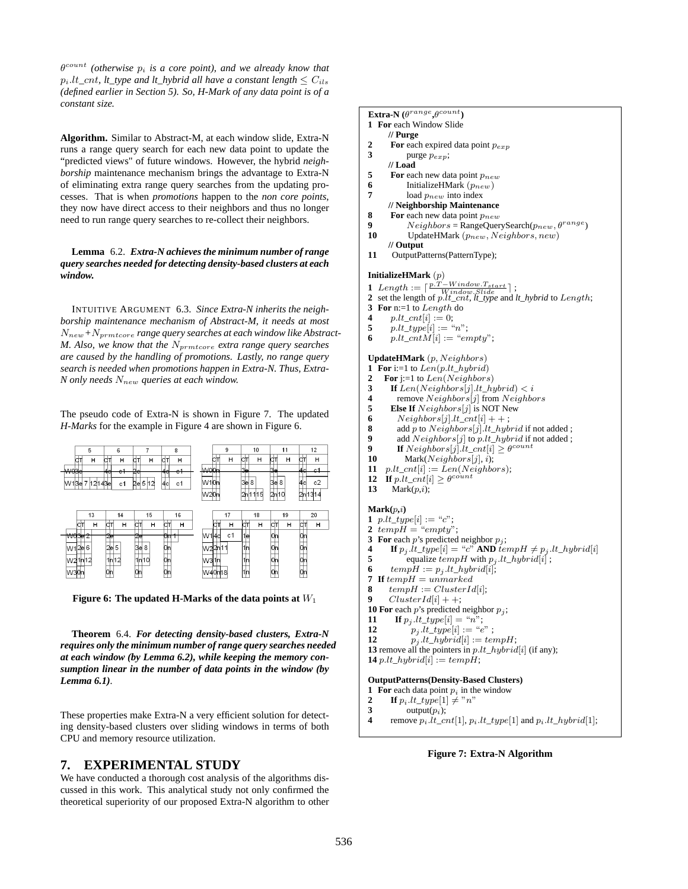$\theta^{count}$ *(otherwise $p_i$ is a core point), and we already know that $p_i.lt\_cnt$, lt_type and lt_hybrid all have a constant length $\leq C_{ils}$ (defined earlier in Section 5). So, H-Mark of any data point is of a constant size.*

**Algorithm.** Similar to Abstract-M, at each window slide, Extra-N runs a range query search for each new data point to update the "predicted views" of future windows. However, the hybrid *neighborship* maintenance mechanism brings the advantage to Extra-N of eliminating extra range query searches from the updating processes. That is when *promotions* happen to the *non core points*, they now have direct access to their neighbors and thus no longer need to run range query searches to re-collect their neighbors.

**Lemma** 6.2. ***Extra-N achieves the minimum number of range query searches needed for detecting density-based clusters at each window.***

INTUITIVE ARGUMENT 6.3. *Since Extra-N inherits the neighborship maintenance mechanism of Abstract-M, it needs at most $N_{new}+N_{prmtcore}$ range query searches at each window like Abstract-M. Also, we know that the $N_{prmtcore}$ extra range query searches are caused by the handling of promotions. Lastly, no range query search is needed when promotions happen in Extra-N. Thus, Extra-N only needs $N_{new}$ queries at each window.*

The pseudo code of Extra-N is shown in Figure 7. The updated *H-Marks* for the example in Figure 4 are shown in Figure 6.

| | 5 | | 6 | | 7 | | 8 | |
|---|---|---|---|---|---|---|---|---|
| | CT | H | CT | H | CT | H | CT | H |
| ~~W0~~ | ~~3e~~ | | ~~4c~~ | ~~c1~~ | ~~2e~~ | | ~~4c~~ | ~~c1~~ |
| W1 | 3e | 7 12 14 | 3e | c1 | 2e | 5 12 | 4c | c1 |

| | 9 | | 10 | | 11 | | 12 | |
|---|---|---|---|---|---|---|---|---|
| | CT | H | CT | H | CT | H | CT | H |
| ~~W0~~ | ~~0n~~ | | ~~3e~~ | | ~~3e~~ | | ~~4c~~ | ~~c1~~ |
| W1 | 0n | | 3e | 8 | 3e | 8 | 4c | c2 |
| W2 | 0n | | 2n | 11 15 | 2n | 10 | 2n | 13 14 |

| | 13 | | 14 | | 15 | | 16 | |
|---|---|---|---|---|---|---|---|---|
| | CT | H | CT | H | CT | H | CT | H |
| ~~W0~~ | ~~3e~~ | ~~2~~ | ~~2e~~ | | ~~2e~~ | | ~~0n~~ | ~~1~~ |
| W1 | 2e | 6 | 2e | 5 | 3e | 8 | 0n | |
| W2 | 1n | 12 | 1n | 12 | 1n | 10 | 0n | |
| W3 | 0n | | 0n | | 0n | | 0n | |

| | 17 | | 18 | | 19 | | 20 | |
|---|---|---|---|---|---|---|---|---|
| | CT | H | CT | H | CT | H | CT | H |
| W1 | 4c | c1 | 1e | | 0n | | 0n | |
| W2 | 2n | 11 | 1n | | 0n | | 0n | |
| W3 | 1n | | 1n | | 0n | | 0n | |
| W4 | 0n | 18 | 1n | | 0n | | 0n | |

**Figure 6: The updated H-Marks of the data points at $W_1$**

**Theorem** 6.4. ***For detecting density-based clusters, Extra-N requires only the minimum number of range query searches needed at each window (by Lemma 6.2), while keeping the memory consumption linear in the number of data points in the window (by Lemma 6.1)***.

These properties make Extra-N a very efficient solution for detecting density-based clusters over sliding windows in terms of both CPU and memory resource utilization.

## 7. EXPERIMENTAL STUDY

We have conducted a thorough cost analysis of the algorithms discussed in this work. This analytical study not only confirmed the theoretical superiority of our proposed Extra-N algorithm to other

```
Extra-N (θ^range, θ^count)
1  For each Window Slide
     // Purge
2    For each expired data point p_exp
3        purge p_exp;
     // Load
5    For each new data point p_new
6        InitializeHMark (p_new)
7        load p_new into index
     // Neighborship Maintenance
8    For each new data point p_new
9        Neighbors = RangeQuerySearch(p_new, θ^range)
10       UpdateHMark (p_new, Neighbors, new)
     // Output
11   OutputPatterns(PatternType);

InitializeHMark (p)
1 Length := ⌈(p.T − Window.T_start) / Window.Slide⌉ ;
2 set the length of p.lt_cnt, lt_type and lt_hybrid to Length;
3 For n:=1 to Length do
4    p.lt_cnt[i] := 0;
5    p.lt_type[i] := "n";
6    p.lt_cntM[i] := "empty";

UpdateHMark (p, Neighbors)
1  For i:=1 to Len(p.lt_hybrid)
2    For j:=1 to Len(Neighbors)
3      If Len(Neighbors[j].lt_hybrid) < i
4        remove Neighbors[j] from Neighbors
5      Else If Neighbors[j] is NOT New
6        Neighbors[j].lt_cnt[i] + + ;
8        add p to Neighbors[j].lt_hybrid if not added ;
8        add Neighbors[j] to p.lt_hybrid if not added ;
9        If Neighbors[j].lt_cnt[i] ≥ θ^count
10         Mark(Neighbors[j], i);
11   p.lt_cnt[i] := Len(Neighbors);
12   If p.lt_cnt[i] ≥ θ^count
13     Mark(p,i);

Mark(p,i)
1 p.lt_type[i] := "c";
2 tempH := "empty";
3 For each p's predicted neighbor p_j;
4      If p_j.lt_type[i] = "c" AND tempH ≠ p_j.lt_hybrid[i]
5           equalize tempH with p_j.lt_hybrid[i] ;
6      tempH := p_j.lt_hybrid[i];
7 If tempH = unmarked
8      tempH := ClusterId[i];
9      ClusterId[i] + +;
10 For each p's predicted neighbor p_j;
11      If p_j.lt_type[i] = "n";
12           p_j.lt_type[i] := "e" ;
12           p_j.lt_hybrid[i] := tempH;
13 remove all the pointers in p.lt_hybrid[i] (if any);
14 p.lt_hybrid[i] := tempH;

OutputPatterns(Density-Based Clusters)
1  For each data point p_i in the window
2     If p_i.lt_type[1] ≠ "n"
3        output(p_i);
4     remove p_i.lt_cnt[1], p_i.lt_type[1] and p_i.lt_hybrid[1];
```

**Figure 7: Extra-N Algorithm**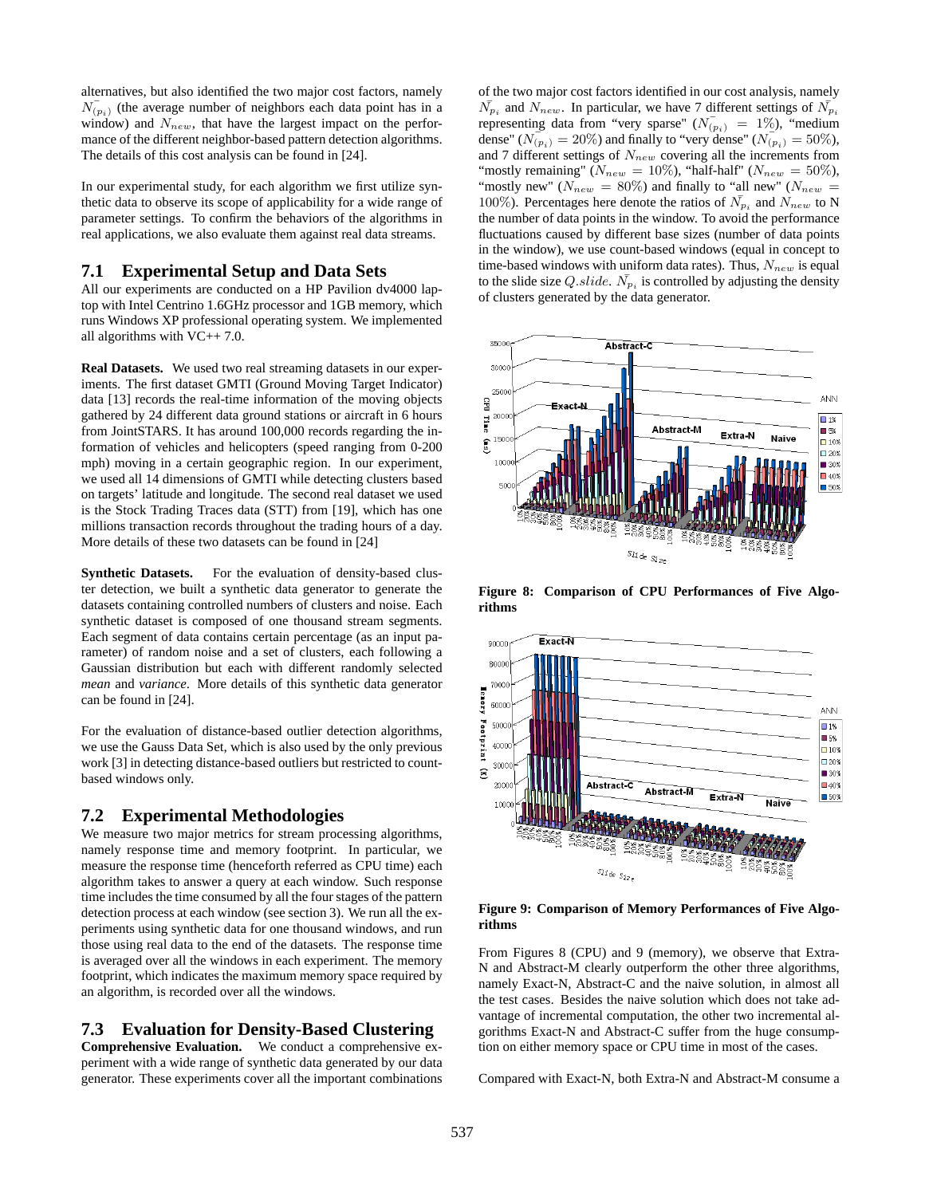alternatives, but also identified the two major cost factors, namely $\bar{N_{(p_i)}}$ (the average number of neighbors each data point has in a window) and $N_{new}$, that have the largest impact on the performance of the different neighbor-based pattern detection algorithms. The details of this cost analysis can be found in [24].

In our experimental study, for each algorithm we first utilize synthetic data to observe its scope of applicability for a wide range of parameter settings. To confirm the behaviors of the algorithms in real applications, we also evaluate them against real data streams.

## 7.1 Experimental Setup and Data Sets

All our experiments are conducted on a HP Pavilion dv4000 laptop with Intel Centrino 1.6GHz processor and 1GB memory, which runs Windows XP professional operating system. We implemented all algorithms with VC++ 7.0.

**Real Datasets.** We used two real streaming datasets in our experiments. The first dataset GMTI (Ground Moving Target Indicator) data [13] records the real-time information of the moving objects gathered by 24 different data ground stations or aircraft in 6 hours from JointSTARS. It has around 100,000 records regarding the information of vehicles and helicopters (speed ranging from 0-200 mph) moving in a certain geographic region. In our experiment, we used all 14 dimensions of GMTI while detecting clusters based on targets' latitude and longitude. The second real dataset we used is the Stock Trading Traces data (STT) from [19], which has one millions transaction records throughout the trading hours of a day. More details of these two datasets can be found in [24]

**Synthetic Datasets.** For the evaluation of density-based cluster detection, we built a synthetic data generator to generate the datasets containing controlled numbers of clusters and noise. Each synthetic dataset is composed of one thousand stream segments. Each segment of data contains certain percentage (as an input parameter) of random noise and a set of clusters, each following a Gaussian distribution but each with different randomly selected *mean* and *variance*. More details of this synthetic data generator can be found in [24].

For the evaluation of distance-based outlier detection algorithms, we use the Gauss Data Set, which is also used by the only previous work [3] in detecting distance-based outliers but restricted to count-based windows only.

## 7.2 Experimental Methodologies

We measure two major metrics for stream processing algorithms, namely response time and memory footprint. In particular, we measure the response time (henceforth referred as CPU time) each algorithm takes to answer a query at each window. Such response time includes the time consumed by all the four stages of the pattern detection process at each window (see section 3). We run all the experiments using synthetic data for one thousand windows, and run those using real data to the end of the datasets. The response time is averaged over all the windows in each experiment. The memory footprint, which indicates the maximum memory space required by an algorithm, is recorded over all the windows.

## 7.3 Evaluation for Density-Based Clustering

**Comprehensive Evaluation.** We conduct a comprehensive experiment with a wide range of synthetic data generated by our data generator. These experiments cover all the important combinations of the two major cost factors identified in our cost analysis, namely $\bar{N_{p_i}}$ and $N_{new}$. In particular, we have 7 different settings of $\bar{N_{p_i}}$ representing data from "very sparse" ($\bar{N_{(p_i)}} = 1\%$), "medium dense" ($\bar{N_{(p_i)}} = 20\%$) and finally to "very dense" ($\bar{N_{(p_i)}} = 50\%$), and 7 different settings of $N_{new}$ covering all the increments from "mostly remaining" ($N_{new} = 10\%$), "half-half" ($N_{new} = 50\%$), "mostly new" ($N_{new} = 80\%$) and finally to "all new" ($N_{new} = 100\%$). Percentages here denote the ratios of $\bar{N_{p_i}}$ and $N_{new}$ to N the number of data points in the window. To avoid the performance fluctuations caused by different base sizes (number of data points in the window), we use count-based windows (equal in concept to time-based windows with uniform data rates). Thus, $N_{new}$ is equal to the slide size $Q.slide$. $\bar{N_{p_i}}$ is controlled by adjusting the density of clusters generated by the data generator.

**Figure 8: Comparison of CPU Performances of Five Algorithms**

**Figure 9: Comparison of Memory Performances of Five Algorithms**

From Figures 8 (CPU) and 9 (memory), we observe that Extra-N and Abstract-M clearly outperform the other three algorithms, namely Exact-N, Abstract-C and the naive solution, in almost all the test cases. Besides the naive solution which does not take advantage of incremental computation, the other two incremental algorithms Exact-N and Abstract-C suffer from the huge consumption on either memory space or CPU time in most of the cases.

Compared with Exact-N, both Extra-N and Abstract-M consume a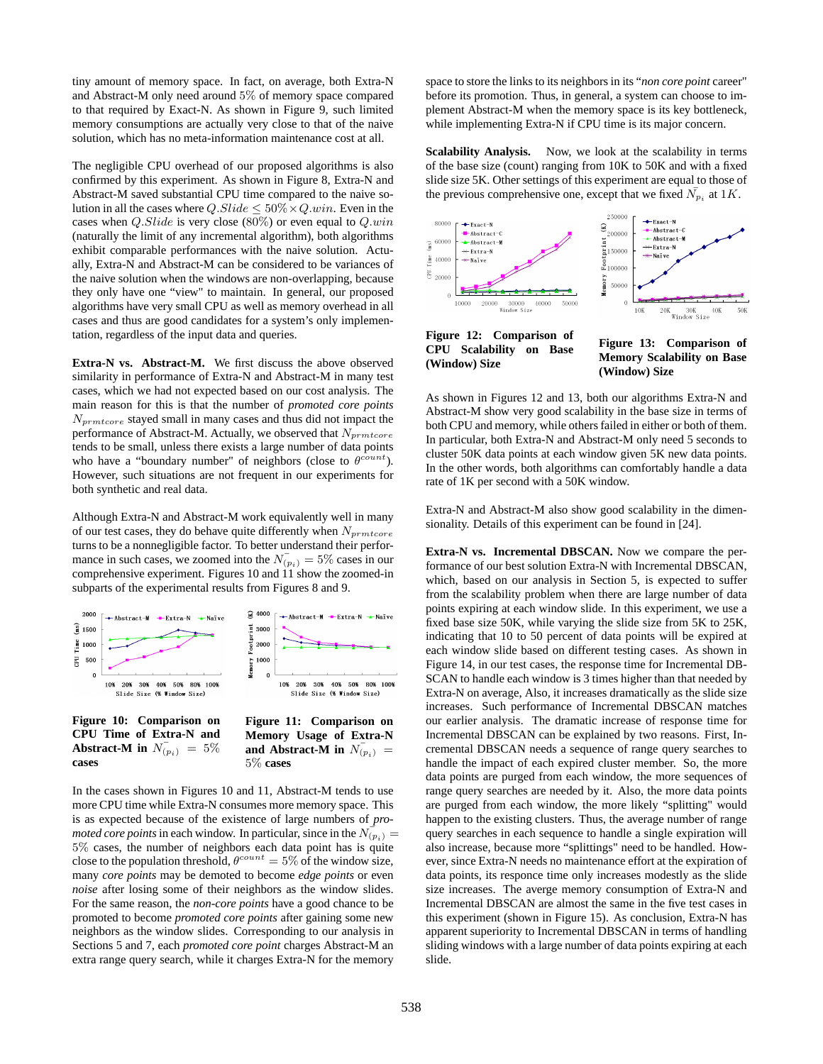tiny amount of memory space. In fact, on average, both Extra-N and Abstract-M only need around 5% of memory space compared to that required by Exact-N. As shown in Figure 9, such limited memory consumptions are actually very close to that of the naive solution, which has no meta-information maintenance cost at all.

The negligible CPU overhead of our proposed algorithms is also confirmed by this experiment. As shown in Figure 8, Extra-N and Abstract-M saved substantial CPU time compared to the naive solution in all the cases where $Q.Slide \leq 50\% \times Q.win$. Even in the cases when $Q.Slide$ is very close (80%) or even equal to $Q.win$ (naturally the limit of any incremental algorithm), both algorithms exhibit comparable performances with the naive solution. Actually, Extra-N and Abstract-M can be considered to be variances of the naive solution when the windows are non-overlapping, because they only have one "view" to maintain. In general, our proposed algorithms have very small CPU as well as memory overhead in all cases and thus are good candidates for a system's only implementation, regardless of the input data and queries.

**Extra-N vs. Abstract-M.** We first discuss the above observed similarity in performance of Extra-N and Abstract-M in many test cases, which we had not expected based on our cost analysis. The main reason for this is that the number of *promoted core points* $N_{prmtcore}$ stayed small in many cases and thus did not impact the performance of Abstract-M. Actually, we observed that $N_{prmtcore}$ tends to be small, unless there exists a large number of data points who have a "boundary number" of neighbors (close to $\theta^{count}$). However, such situations are not frequent in our experiments for both synthetic and real data.

Although Extra-N and Abstract-M work equivalently well in many of our test cases, they do behave quite differently when $N_{prmtcore}$ turns to be a nonnegligible factor. To better understand their performance in such cases, we zoomed into the $\bar{N}_{(p_i)} = 5\%$ cases in our comprehensive experiment. Figures 10 and 11 show the zoomed-in subparts of the experimental results from Figures 8 and 9.

**Figure 10: Comparison on CPU Time of Extra-N and Abstract-M in $\bar{N}_{(p_i)} = 5\%$ cases**

**Figure 11: Comparison on Memory Usage of Extra-N and Abstract-M in $\bar{N}_{(p_i)} = 5\%$ cases**

In the cases shown in Figures 10 and 11, Abstract-M tends to use more CPU time while Extra-N consumes more memory space. This is as expected because of the existence of large numbers of *promoted core points* in each window. In particular, since in the $\bar{N}_{(p_i)} = 5\%$ cases, the number of neighbors each data point has is quite close to the population threshold, $\theta^{count} = 5\%$ of the window size, many *core points* may be demoted to become *edge points* or even *noise* after losing some of their neighbors as the window slides. For the same reason, the *non-core points* have a good chance to be promoted to become *promoted core points* after gaining some new neighbors as the window slides. Corresponding to our analysis in Sections 5 and 7, each *promoted core point* charges Abstract-M an extra range query search, while it charges Extra-N for the memory space to store the links to its neighbors in its "*non core point* career" before its promotion. Thus, in general, a system can choose to implement Abstract-M when the memory space is its key bottleneck, while implementing Extra-N if CPU time is its major concern.

**Scalability Analysis.** Now, we look at the scalability in terms of the base size (count) ranging from 10K to 50K and with a fixed slide size 5K. Other settings of this experiment are equal to those of the previous comprehensive one, except that we fixed $\bar{N}_{p_i}$ at $1K$.

**Figure 12: Comparison of CPU Scalability on Base (Window) Size**

**Figure 13: Comparison of Memory Scalability on Base (Window) Size**

As shown in Figures 12 and 13, both our algorithms Extra-N and Abstract-M show very good scalability in the base size in terms of both CPU and memory, while others failed in either or both of them. In particular, both Extra-N and Abstract-M only need 5 seconds to cluster 50K data points at each window given 5K new data points. In the other words, both algorithms can comfortably handle a data rate of 1K per second with a 50K window.

Extra-N and Abstract-M also show good scalability in the dimensionality. Details of this experiment can be found in [24].

**Extra-N vs. Incremental DBSCAN.** Now we compare the performance of our best solution Extra-N with Incremental DBSCAN, which, based on our analysis in Section 5, is expected to suffer from the scalability problem when there are large number of data points expiring at each window slide. In this experiment, we use a fixed base size 50K, while varying the slide size from 5K to 25K, indicating that 10 to 50 percent of data points will be expired at each window slide based on different testing cases. As shown in Figure 14, in our test cases, the response time for Incremental DBSCAN to handle each window is 3 times higher than that needed by Extra-N on average, Also, it increases dramatically as the slide size increases. Such performance of Incremental DBSCAN matches our earlier analysis. The dramatic increase of response time for Incremental DBSCAN can be explained by two reasons. First, Incremental DBSCAN needs a sequence of range query searches to handle the impact of each expired cluster member. So, the more data points are purged from each window, the more sequences of range query searches are needed by it. Also, the more data points are purged from each window, the more likely "splitting" would happen to the existing clusters. Thus, the average number of range query searches in each sequence to handle a single expiration will also increase, because more "splittings" need to be handled. However, since Extra-N needs no maintenance effort at the expiration of data points, its responce time only increases modestly as the slide size increases. The averge memory consumption of Extra-N and Incremental DBSCAN are almost the same in the five test cases in this experiment (shown in Figure 15). As conclusion, Extra-N has apparent superiority to Incremental DBSCAN in terms of handling sliding windows with a large number of data points expiring at each slide.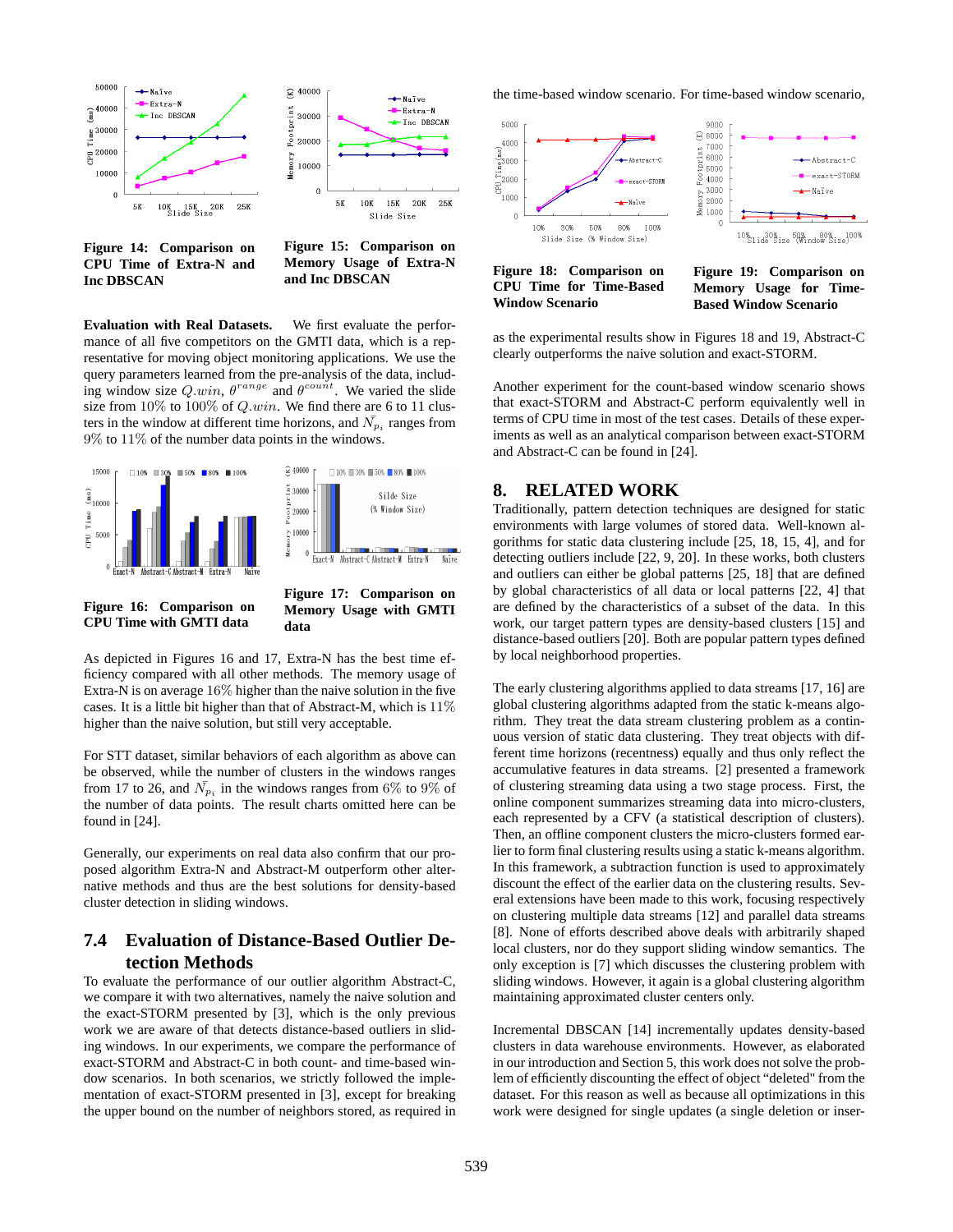**Figure 14: Comparison on CPU Time of Extra-N and Inc DBSCAN**

**Figure 15: Comparison on Memory Usage of Extra-N and Inc DBSCAN**

**Evaluation with Real Datasets.** We first evaluate the performance of all five competitors on the GMTI data, which is a representative for moving object monitoring applications. We use the query parameters learned from the pre-analysis of the data, including window size $Q.win$, $\theta^{range}$ and $\theta^{count}$. We varied the slide size from 10% to 100% of $Q.win$. We find there are 6 to 11 clusters in the window at different time horizons, and $\bar{N_{p_i}}$ ranges from 9% to 11% of the number data points in the windows.

**Figure 16: Comparison on CPU Time with GMTI data**

**Figure 17: Comparison on Memory Usage with GMTI data**

As depicted in Figures 16 and 17, Extra-N has the best time efficiency compared with all other methods. The memory usage of Extra-N is on average 16% higher than the naive solution in the five cases. It is a little bit higher than that of Abstract-M, which is 11% higher than the naive solution, but still very acceptable.

For STT dataset, similar behaviors of each algorithm as above can be observed, while the number of clusters in the windows ranges from 17 to 26, and $\bar{N_{p_i}}$ in the windows ranges from 6% to 9% of the number of data points. The result charts omitted here can be found in [24].

Generally, our experiments on real data also confirm that our proposed algorithm Extra-N and Abstract-M outperform other alternative methods and thus are the best solutions for density-based cluster detection in sliding windows.

## 7.4 Evaluation of Distance-Based Outlier Detection Methods

To evaluate the performance of our outlier algorithm Abstract-C, we compare it with two alternatives, namely the naive solution and the exact-STORM presented by [3], which is the only previous work we are aware of that detects distance-based outliers in sliding windows. In our experiments, we compare the performance of exact-STORM and Abstract-C in both count- and time-based window scenarios. In both scenarios, we strictly followed the implementation of exact-STORM presented in [3], except for breaking the upper bound on the number of neighbors stored, as required in the time-based window scenario. For time-based window scenario,

**Figure 18: Comparison on CPU Time for Time-Based Window Scenario**

**Figure 19: Comparison on Memory Usage for Time-Based Window Scenario**

as the experimental results show in Figures 18 and 19, Abstract-C clearly outperforms the naive solution and exact-STORM.

Another experiment for the count-based window scenario shows that exact-STORM and Abstract-C perform equivalently well in terms of CPU time in most of the test cases. Details of these experiments as well as an analytical comparison between exact-STORM and Abstract-C can be found in [24].

# 8. RELATED WORK

Traditionally, pattern detection techniques are designed for static environments with large volumes of stored data. Well-known algorithms for static data clustering include [25, 18, 15, 4], and for detecting outliers include [22, 9, 20]. In these works, both clusters and outliers can either be global patterns [25, 18] that are defined by global characteristics of all data or local patterns [22, 4] that are defined by the characteristics of a subset of the data. In this work, our target pattern types are density-based clusters [15] and distance-based outliers [20]. Both are popular pattern types defined by local neighborhood properties.

The early clustering algorithms applied to data streams [17, 16] are global clustering algorithms adapted from the static k-means algorithm. They treat the data stream clustering problem as a continuous version of static data clustering. They treat objects with different time horizons (recentness) equally and thus only reflect the accumulative features in data streams. [2] presented a framework of clustering streaming data using a two stage process. First, the online component summarizes streaming data into micro-clusters, each represented by a CFV (a statistical description of clusters). Then, an offline component clusters the micro-clusters formed earlier to form final clustering results using a static k-means algorithm. In this framework, a subtraction function is used to approximately discount the effect of the earlier data on the clustering results. Several extensions have been made to this work, focusing respectively on clustering multiple data streams [12] and parallel data streams [8]. None of efforts described above deals with arbitrarily shaped local clusters, nor do they support sliding window semantics. The only exception is [7] which discusses the clustering problem with sliding windows. However, it again is a global clustering algorithm maintaining approximated cluster centers only.

Incremental DBSCAN [14] incrementally updates density-based clusters in data warehouse environments. However, as elaborated in our introduction and Section 5, this work does not solve the problem of efficiently discounting the effect of object "deleted" from the dataset. For this reason as well as because all optimizations in this work were designed for single updates (a single deletion or inser-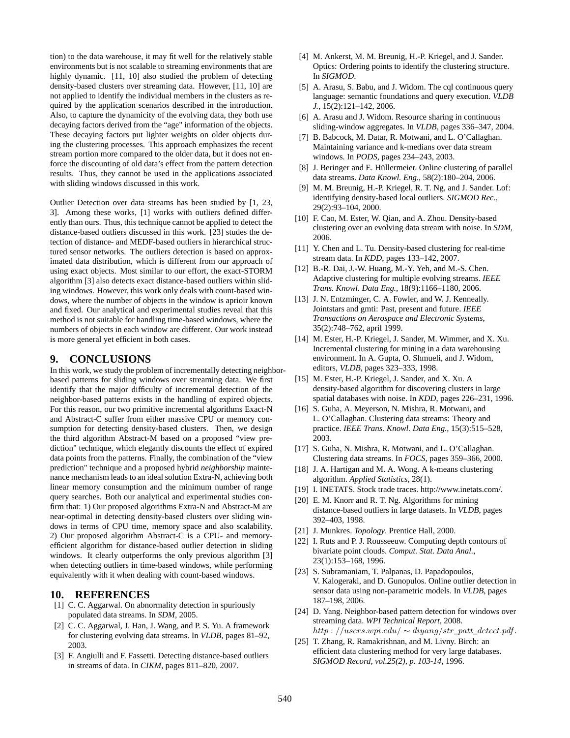tion) to the data warehouse, it may fit well for the relatively stable environments but is not scalable to streaming environments that are highly dynamic. [11, 10] also studied the problem of detecting density-based clusters over streaming data. However, [11, 10] are not applied to identify the individual members in the clusters as required by the application scenarios described in the introduction. Also, to capture the dynamicity of the evolving data, they both use decaying factors derived from the "age" information of the objects. These decaying factors put lighter weights on older objects during the clustering processes. This approach emphasizes the recent stream portion more compared to the older data, but it does not enforce the discounting of old data's effect from the pattern detection results. Thus, they cannot be used in the applications associated with sliding windows discussed in this work.

Outlier Detection over data streams has been studied by [1, 23, 3]. Among these works, [1] works with outliers defined differently than ours. Thus, this technique cannot be applied to detect the distance-based outliers discussed in this work. [23] studes the detection of distance- and MEDF-based outliers in hierarchical structured sensor networks. The outliers detection is based on approximated data distribution, which is different from our approach of using exact objects. Most similar to our effort, the exact-STORM algorithm [3] also detects exact distance-based outliers within sliding windows. However, this work only deals with count-based windows, where the number of objects in the window is aprioir known and fixed. Our analytical and experimental studies reveal that this method is not suitable for handling time-based windows, where the numbers of objects in each window are different. Our work instead is more general yet efficient in both cases.

# 9. CONCLUSIONS

In this work, we study the problem of incrementally detecting neighbor-based patterns for sliding windows over streaming data. We first identify that the major difficulty of incremental detection of the neighbor-based patterns exists in the handling of expired objects. For this reason, our two primitive incremental algorithms Exact-N and Abstract-C suffer from either massive CPU or memory consumption for detecting density-based clusters. Then, we design the third algorithm Abstract-M based on a proposed "view prediction" technique, which elegantly discounts the effect of expired data points from the patterns. Finally, the combination of the "view prediction" technique and a proposed hybrid *neighborship* maintenance mechanism leads to an ideal solution Extra-N, achieving both linear memory consumption and the minimum number of range query searches. Both our analytical and experimental studies confirm that: 1) Our proposed algorithms Extra-N and Abstract-M are near-optimal in detecting density-based clusters over sliding windows in terms of CPU time, memory space and also scalability. 2) Our proposed algorithm Abstract-C is a CPU- and memory-efficient algorithm for distance-based outlier detection in sliding windows. It clearly outperforms the only previous algorithm [3] when detecting outliers in time-based windows, while performing equivalently with it when dealing with count-based windows.

# 10. REFERENCES

[1] C. C. Aggarwal. On abnormality detection in spuriously populated data streams. In *SDM*, 2005.

[2] C. C. Aggarwal, J. Han, J. Wang, and P. S. Yu. A framework for clustering evolving data streams. In *VLDB*, pages 81–92, 2003.

[3] F. Angiulli and F. Fassetti. Detecting distance-based outliers in streams of data. In *CIKM*, pages 811–820, 2007.

[4] M. Ankerst, M. M. Breunig, H.-P. Kriegel, and J. Sander. Optics: Ordering points to identify the clustering structure. In *SIGMOD*.

[5] A. Arasu, S. Babu, and J. Widom. The cql continuous query language: semantic foundations and query execution. *VLDB J.*, 15(2):121–142, 2006.

[6] A. Arasu and J. Widom. Resource sharing in continuous sliding-window aggregates. In *VLDB*, pages 336–347, 2004.

[7] B. Babcock, M. Datar, R. Motwani, and L. O'Callaghan. Maintaining variance and k-medians over data stream windows. In *PODS*, pages 234–243, 2003.

[8] J. Beringer and E. Hüllermeier. Online clustering of parallel data streams. *Data Knowl. Eng.*, 58(2):180–204, 2006.

[9] M. M. Breunig, H.-P. Kriegel, R. T. Ng, and J. Sander. Lof: identifying density-based local outliers. *SIGMOD Rec.*, 29(2):93–104, 2000.

[10] F. Cao, M. Ester, W. Qian, and A. Zhou. Density-based clustering over an evolving data stream with noise. In *SDM*, 2006.

[11] Y. Chen and L. Tu. Density-based clustering for real-time stream data. In *KDD*, pages 133–142, 2007.

[12] B.-R. Dai, J.-W. Huang, M.-Y. Yeh, and M.-S. Chen. Adaptive clustering for multiple evolving streams. *IEEE Trans. Knowl. Data Eng.*, 18(9):1166–1180, 2006.

[13] J. N. Entzminger, C. A. Fowler, and W. J. Kenneally. Jointstars and gmti: Past, present and future. *IEEE Transactions on Aerospace and Electronic Systems*, 35(2):748–762, april 1999.

[14] M. Ester, H.-P. Kriegel, J. Sander, M. Wimmer, and X. Xu. Incremental clustering for mining in a data warehousing environment. In A. Gupta, O. Shmueli, and J. Widom, editors, *VLDB*, pages 323–333, 1998.

[15] M. Ester, H.-P. Kriegel, J. Sander, and X. Xu. A density-based algorithm for discovering clusters in large spatial databases with noise. In *KDD*, pages 226–231, 1996.

[16] S. Guha, A. Meyerson, N. Mishra, R. Motwani, and L. O'Callaghan. Clustering data streams: Theory and practice. *IEEE Trans. Knowl. Data Eng.*, 15(3):515–528, 2003.

[17] S. Guha, N. Mishra, R. Motwani, and L. O'Callaghan. Clustering data streams. In *FOCS*, pages 359–366, 2000.

[18] J. A. Hartigan and M. A. Wong. A k-means clustering algorithm. *Applied Statistics*, 28(1).

[19] I. INETATS. Stock trade traces. http://www.inetats.com/.

[20] E. M. Knorr and R. T. Ng. Algorithms for mining distance-based outliers in large datasets. In *VLDB*, pages 392–403, 1998.

[21] J. Munkres. *Topology*. Prentice Hall, 2000.

[22] I. Ruts and P. J. Rousseeuw. Computing depth contours of bivariate point clouds. *Comput. Stat. Data Anal.*, 23(1):153–168, 1996.

[23] S. Subramaniam, T. Palpanas, D. Papadopoulos, V. Kalogeraki, and D. Gunopulos. Online outlier detection in sensor data using non-parametric models. In *VLDB*, pages 187–198, 2006.

[24] D. Yang. Neighbor-based pattern detection for windows over streaming data. *WPI Technical Report*, 2008. http://users.wpi.edu/~diyang/str_patt_detect.pdf.

[25] T. Zhang, R. Ramakrishnan, and M. Livny. Birch: an efficient data clustering method for very large databases. *SIGMOD Record, vol.25(2), p. 103-14*, 1996.